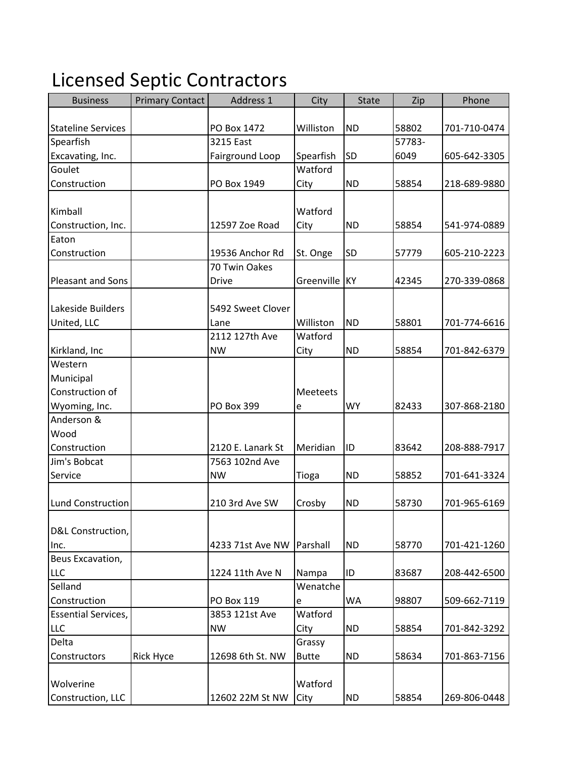# Licensed Septic Contractors

| Business | Primary Contact | Address 1 | City | State | Zip | Phone |
|---|---|---|---|---|---|---|
| Stateline Services | | PO Box 1472 | Williston | ND | 58802 | 701-710-0474 |
| Spearfish Excavating, Inc. | | 3215 East Fairground Loop | Spearfish | SD | 57783-6049 | 605-642-3305 |
| Goulet Construction | | PO Box 1949 | Watford City | ND | 58854 | 218-689-9880 |
| Kimball Construction, Inc. | | 12597 Zoe Road | Watford City | ND | 58854 | 541-974-0889 |
| Eaton Construction | | 19536 Anchor Rd | St. Onge | SD | 57779 | 605-210-2223 |
| Pleasant and Sons | | 70 Twin Oakes Drive | Greenville | KY | 42345 | 270-339-0868 |
| Lakeside Builders United, LLC | | 5492 Sweet Clover Lane | Williston | ND | 58801 | 701-774-6616 |
| Kirkland, Inc | | 2112 127th Ave NW | Watford City | ND | 58854 | 701-842-6379 |
| Western Municipal Construction of Wyoming, Inc. | | PO Box 399 | Meeteetse | WY | 82433 | 307-868-2180 |
| Anderson & Wood Construction | | 2120 E. Lanark St | Meridian | ID | 83642 | 208-888-7917 |
| Jim's Bobcat Service | | 7563 102nd Ave NW | Tioga | ND | 58852 | 701-641-3324 |
| Lund Construction | | 210 3rd Ave SW | Crosby | ND | 58730 | 701-965-6169 |
| D&L Construction, Inc. | | 4233 71st Ave NW | Parshall | ND | 58770 | 701-421-1260 |
| Beus Excavation, LLC | | 1224 11th Ave N | Nampa | ID | 83687 | 208-442-6500 |
| Selland Construction | | PO Box 119 | Wenatchee | WA | 98807 | 509-662-7119 |
| Essential Services, LLC | | 3853 121st Ave NW | Watford City | ND | 58854 | 701-842-3292 |
| Delta Constructors | Rick Hyce | 12698 6th St. NW | Grassy Butte | ND | 58634 | 701-863-7156 |
| Wolverine Construction, LLC | | 12602 22M St NW | Watford City | ND | 58854 | 269-806-0448 |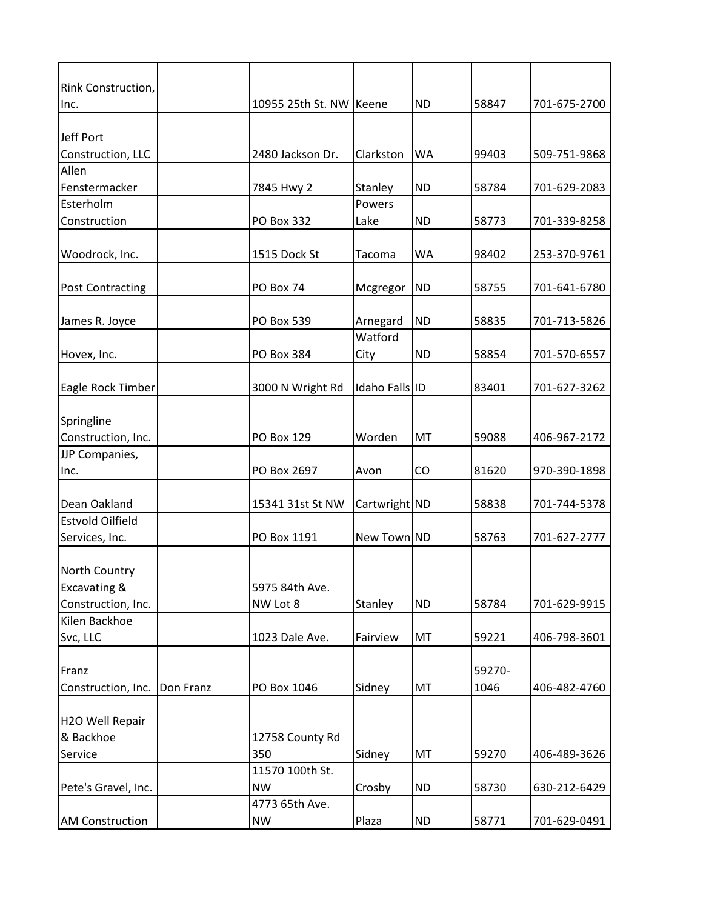| | | | | | | |
|---|---|---|---|---|---|---|
| Rink Construction, Inc. | | 10955 25th St. NW | Keene | ND | 58847 | 701-675-2700 |
| Jeff Port Construction, LLC | | 2480 Jackson Dr. | Clarkston | WA | 99403 | 509-751-9868 |
| Allen Fenstermacker | | 7845 Hwy 2 | Stanley | ND | 58784 | 701-629-2083 |
| Esterholm Construction | | PO Box 332 | Powers Lake | ND | 58773 | 701-339-8258 |
| Woodrock, Inc. | | 1515 Dock St | Tacoma | WA | 98402 | 253-370-9761 |
| Post Contracting | | PO Box 74 | Mcgregor | ND | 58755 | 701-641-6780 |
| James R. Joyce | | PO Box 539 | Arnegard | ND | 58835 | 701-713-5826 |
| Hovex, Inc. | | PO Box 384 | Watford City | ND | 58854 | 701-570-6557 |
| Eagle Rock Timber | | 3000 N Wright Rd | Idaho Falls | ID | 83401 | 701-627-3262 |
| Springline Construction, Inc. | | PO Box 129 | Worden | MT | 59088 | 406-967-2172 |
| JJP Companies, Inc. | | PO Box 2697 | Avon | CO | 81620 | 970-390-1898 |
| Dean Oakland | | 15341 31st St NW | Cartwright | ND | 58838 | 701-744-5378 |
| Estvold Oilfield Services, Inc. | | PO Box 1191 | New Town | ND | 58763 | 701-627-2777 |
| North Country Excavating & Construction, Inc. | | 5975 84th Ave. NW Lot 8 | Stanley | ND | 58784 | 701-629-9915 |
| Kilen Backhoe Svc, LLC | | 1023 Dale Ave. | Fairview | MT | 59221 | 406-798-3601 |
| Franz Construction, Inc. | Don Franz | PO Box 1046 | Sidney | MT | 59270-1046 | 406-482-4760 |
| H2O Well Repair & Backhoe Service | | 12758 County Rd 350 | Sidney | MT | 59270 | 406-489-3626 |
| Pete's Gravel, Inc. | | 11570 100th St. NW | Crosby | ND | 58730 | 630-212-6429 |
| AM Construction | | 4773 65th Ave. NW | Plaza | ND | 58771 | 701-629-0491 |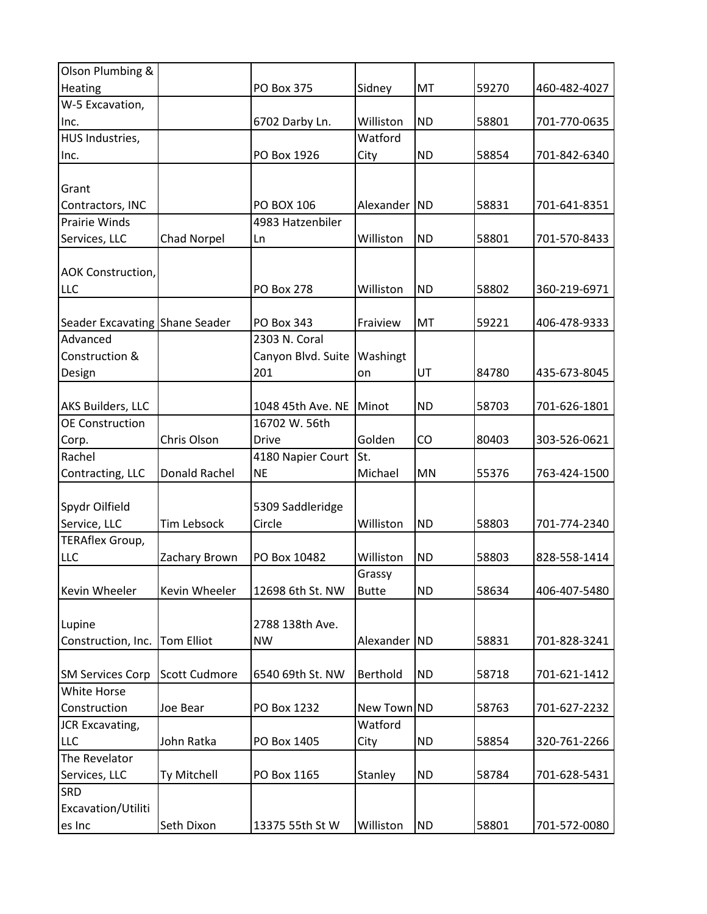| Olson Plumbing & Heating | | PO Box 375 | Sidney | MT | 59270 | 460-482-4027 |
|---|---|---|---|---|---|---|
| W-5 Excavation, Inc. | | 6702 Darby Ln. | Williston | ND | 58801 | 701-770-0635 |
| HUS Industries, Inc. | | PO Box 1926 | Watford City | ND | 58854 | 701-842-6340 |
| Grant Contractors, INC | | PO BOX 106 | Alexander | ND | 58831 | 701-641-8351 |
| Prairie Winds Services, LLC | Chad Norpel | 4983 Hatzenbiler Ln | Williston | ND | 58801 | 701-570-8433 |
| AOK Construction, LLC | | PO Box 278 | Williston | ND | 58802 | 360-219-6971 |
| Seader Excavating | Shane Seader | PO Box 343 | Fraiview | MT | 59221 | 406-478-9333 |
| Advanced Construction & Design | | 2303 N. Coral Canyon Blvd. Suite 201 | Washington | UT | 84780 | 435-673-8045 |
| AKS Builders, LLC | | 1048 45th Ave. NE | Minot | ND | 58703 | 701-626-1801 |
| OE Construction Corp. | Chris Olson | 16702 W. 56th Drive | Golden | CO | 80403 | 303-526-0621 |
| Rachel Contracting, LLC | Donald Rachel | 4180 Napier Court NE | St. Michael | MN | 55376 | 763-424-1500 |
| Spydr Oilfield Service, LLC | Tim Lebsock | 5309 Saddleridge Circle | Williston | ND | 58803 | 701-774-2340 |
| TERAflex Group, LLC | Zachary Brown | PO Box 10482 | Williston | ND | 58803 | 828-558-1414 |
| Kevin Wheeler | Kevin Wheeler | 12698 6th St. NW | Grassy Butte | ND | 58634 | 406-407-5480 |
| Lupine Construction, Inc. | Tom Elliot | 2788 138th Ave. NW | Alexander | ND | 58831 | 701-828-3241 |
| SM Services Corp | Scott Cudmore | 6540 69th St. NW | Berthold | ND | 58718 | 701-621-1412 |
| White Horse Construction | Joe Bear | PO Box 1232 | New Town | ND | 58763 | 701-627-2232 |
| JCR Excavating, LLC | John Ratka | PO Box 1405 | Watford City | ND | 58854 | 320-761-2266 |
| The Revelator Services, LLC | Ty Mitchell | PO Box 1165 | Stanley | ND | 58784 | 701-628-5431 |
| SRD Excavation/Utilities Inc | Seth Dixon | 13375 55th St W | Williston | ND | 58801 | 701-572-0080 |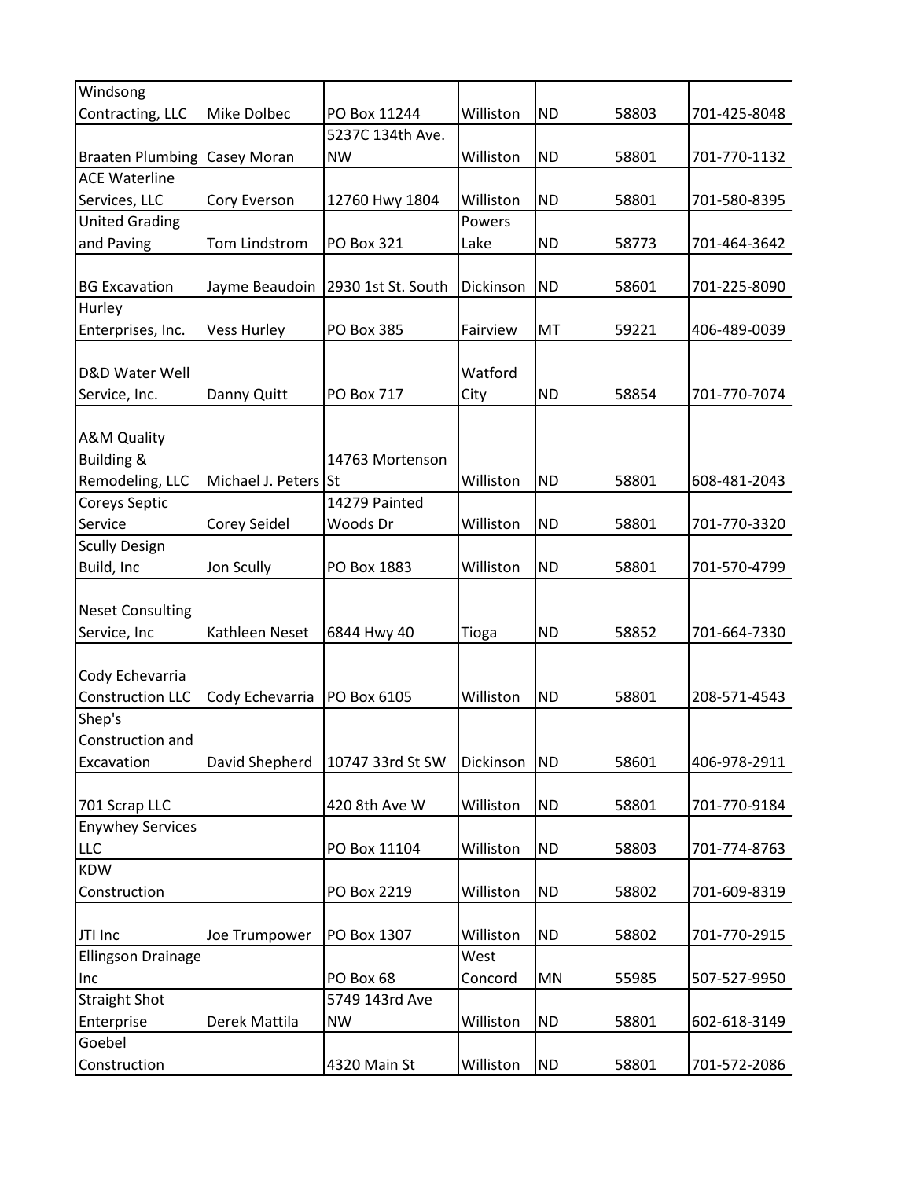| | | | | | | |
|---|---|---|---|---|---|---|
| Windsong Contracting, LLC | Mike Dolbec | PO Box 11244 | Williston | ND | 58803 | 701-425-8048 |
| Braaten Plumbing | Casey Moran | 5237C 134th Ave. NW | Williston | ND | 58801 | 701-770-1132 |
| ACE Waterline Services, LLC | Cory Everson | 12760 Hwy 1804 | Williston | ND | 58801 | 701-580-8395 |
| United Grading and Paving | Tom Lindstrom | PO Box 321 | Powers Lake | ND | 58773 | 701-464-3642 |
| BG Excavation | Jayme Beaudoin | 2930 1st St. South | Dickinson | ND | 58601 | 701-225-8090 |
| Hurley Enterprises, Inc. | Vess Hurley | PO Box 385 | Fairview | MT | 59221 | 406-489-0039 |
| D&D Water Well Service, Inc. | Danny Quitt | PO Box 717 | Watford City | ND | 58854 | 701-770-7074 |
| A&M Quality Building & Remodeling, LLC | Michael J. Peters | 14763 Mortenson St | Williston | ND | 58801 | 608-481-2043 |
| Coreys Septic Service | Corey Seidel | 14279 Painted Woods Dr | Williston | ND | 58801 | 701-770-3320 |
| Scully Design Build, Inc | Jon Scully | PO Box 1883 | Williston | ND | 58801 | 701-570-4799 |
| Neset Consulting Service, Inc | Kathleen Neset | 6844 Hwy 40 | Tioga | ND | 58852 | 701-664-7330 |
| Cody Echevarria Construction LLC | Cody Echevarria | PO Box 6105 | Williston | ND | 58801 | 208-571-4543 |
| Shep's Construction and Excavation | David Shepherd | 10747 33rd St SW | Dickinson | ND | 58601 | 406-978-2911 |
| 701 Scrap LLC | | 420 8th Ave W | Williston | ND | 58801 | 701-770-9184 |
| Enywhey Services LLC | | PO Box 11104 | Williston | ND | 58803 | 701-774-8763 |
| KDW Construction | | PO Box 2219 | Williston | ND | 58802 | 701-609-8319 |
| JTI Inc | Joe Trumpower | PO Box 1307 | Williston | ND | 58802 | 701-770-2915 |
| Ellingson Drainage Inc | | PO Box 68 | West Concord | MN | 55985 | 507-527-9950 |
| Straight Shot Enterprise | Derek Mattila | 5749 143rd Ave NW | Williston | ND | 58801 | 602-618-3149 |
| Goebel Construction | | 4320 Main St | Williston | ND | 58801 | 701-572-2086 |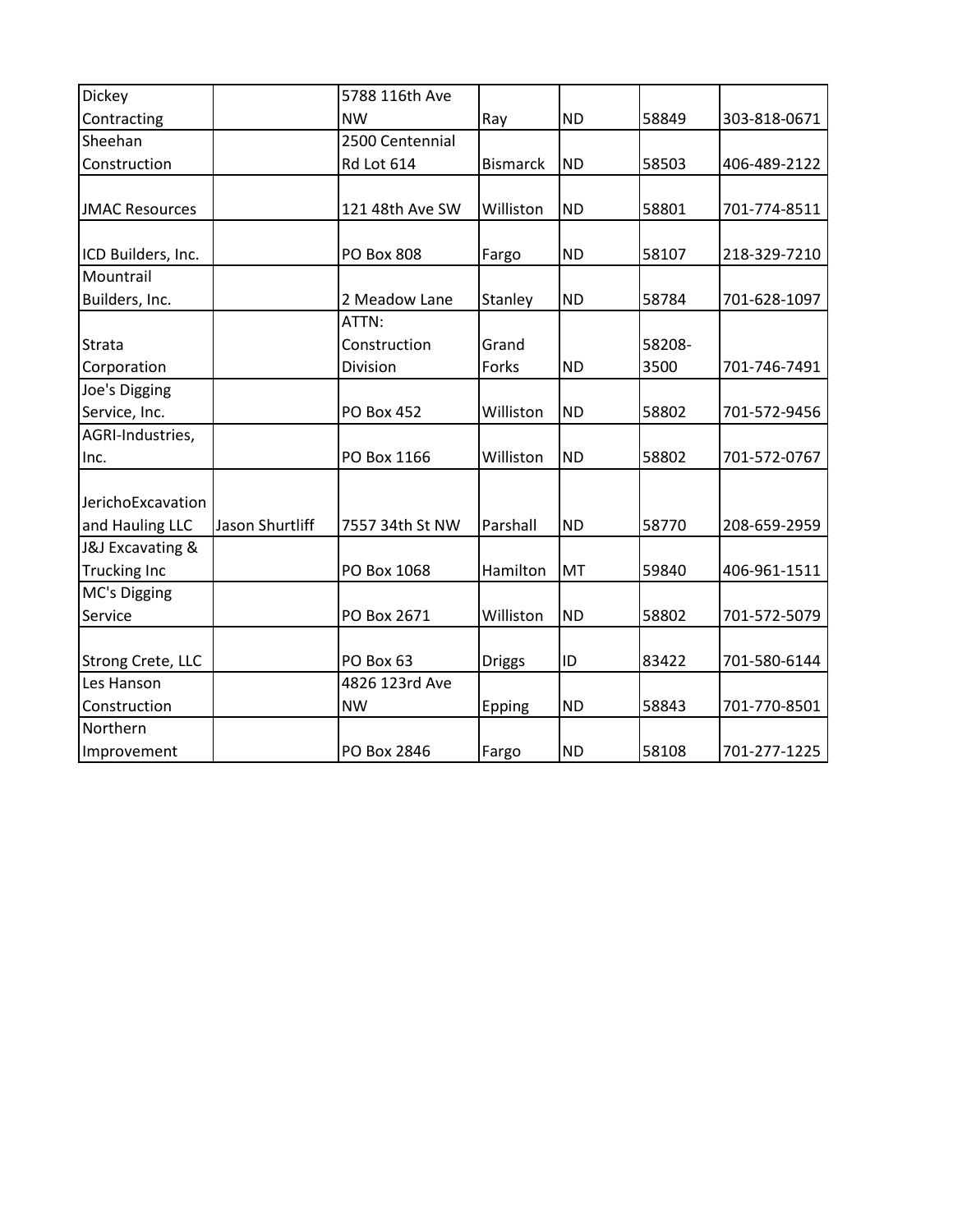| | | | | | | |
|---|---|---|---|---|---|---|
| Dickey Contracting | | 5788 116th Ave NW | Ray | ND | 58849 | 303-818-0671 |
| Sheehan Construction | | 2500 Centennial Rd Lot 614 | Bismarck | ND | 58503 | 406-489-2122 |
| JMAC Resources | | 121 48th Ave SW | Williston | ND | 58801 | 701-774-8511 |
| ICD Builders, Inc. | | PO Box 808 | Fargo | ND | 58107 | 218-329-7210 |
| Mountrail Builders, Inc. | | 2 Meadow Lane | Stanley | ND | 58784 | 701-628-1097 |
| Strata Corporation | | ATTN: Construction Division | Grand Forks | ND | 58208-3500 | 701-746-7491 |
| Joe's Digging Service, Inc. | | PO Box 452 | Williston | ND | 58802 | 701-572-9456 |
| AGRI-Industries, Inc. | | PO Box 1166 | Williston | ND | 58802 | 701-572-0767 |
| JerichoExcavation and Hauling LLC | Jason Shurtliff | 7557 34th St NW | Parshall | ND | 58770 | 208-659-2959 |
| J&J Excavating & Trucking Inc | | PO Box 1068 | Hamilton | MT | 59840 | 406-961-1511 |
| MC's Digging Service | | PO Box 2671 | Williston | ND | 58802 | 701-572-5079 |
| Strong Crete, LLC | | PO Box 63 | Driggs | ID | 83422 | 701-580-6144 |
| Les Hanson Construction | | 4826 123rd Ave NW | Epping | ND | 58843 | 701-770-8501 |
| Northern Improvement | | PO Box 2846 | Fargo | ND | 58108 | 701-277-1225 |